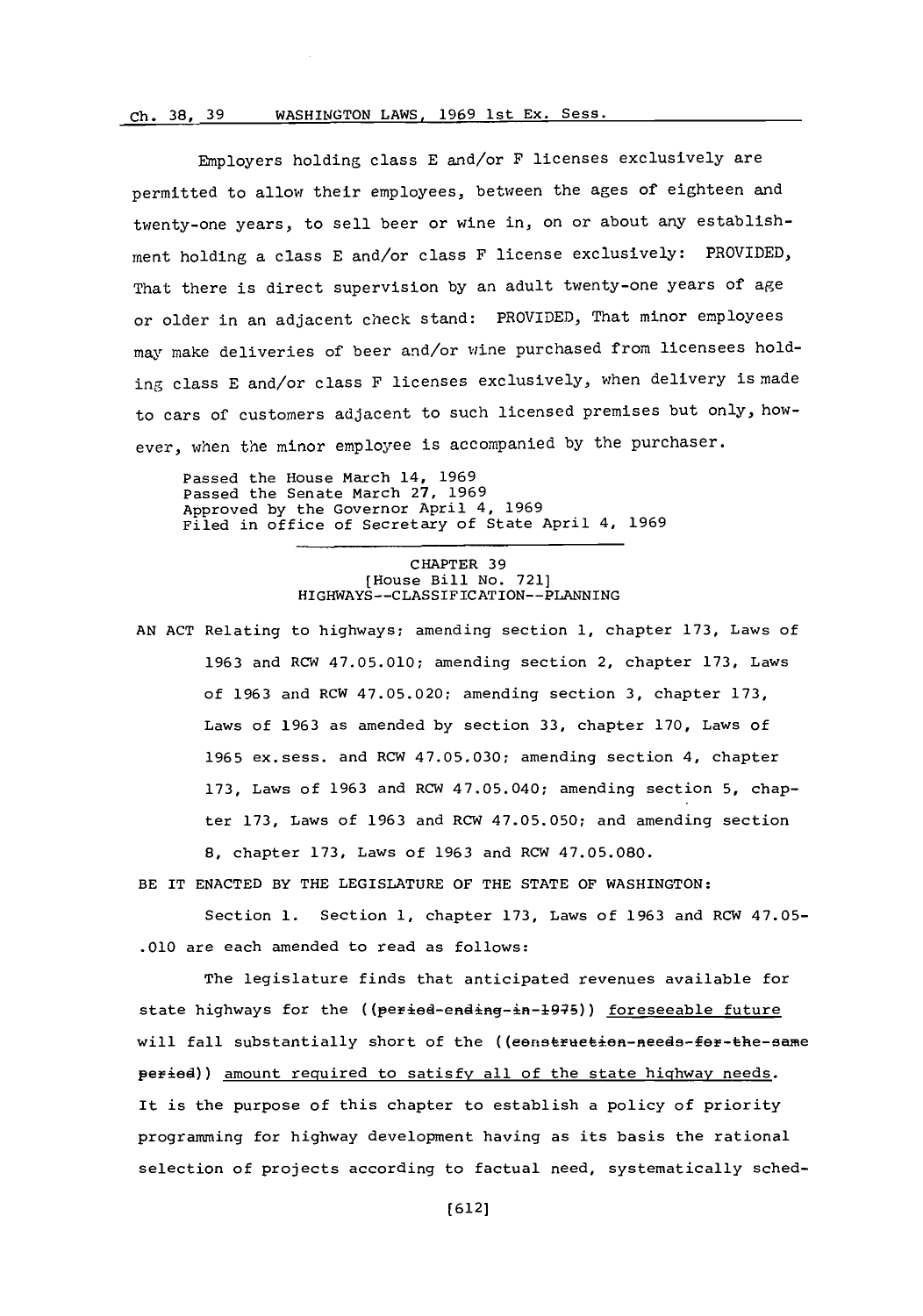Employers holding class E and/or F licenses exclusively are permitted to allow their employees, between the ages of eighteen and twenty-one years, to sell beer or wine in, on or about any establishment holding a class E and/or class F license exclusively: PROVIDED, That there is direct supervision by an adult twenty-one years of age or older in an adjacent check stand: PROVIDED, That minor employees may make deliveries of beer and/or wine purchased from licensees holding class E and/or class F licenses exclusively, when delivery is made to cars of customers adjacent to such licensed premises but only, however, when the minor employee is accompanied by the purchaser.

Passed the House March 14, 1969
Passed the Senate March 27, 1969
Approved by the Governor April 4, 1969
Filed in office of Secretary of State April 4, 1969

---

CHAPTER 39
[House Bill No. 721]
HIGHWAYS--CLASSIFICATION--PLANNING

AN ACT Relating to highways; amending section 1, chapter 173, Laws of 1963 and RCW 47.05.010; amending section 2, chapter 173, Laws of 1963 and RCW 47.05.020; amending section 3, chapter 173, Laws of 1963 as amended by section 33, chapter 170, Laws of 1965 ex.sess. and RCW 47.05.030; amending section 4, chapter 173, Laws of 1963 and RCW 47.05.040; amending section 5, chapter 173, Laws of 1963 and RCW 47.05.050; and amending section 8, chapter 173, Laws of 1963 and RCW 47.05.080.

BE IT ENACTED BY THE LEGISLATURE OF THE STATE OF WASHINGTON:

Section 1. Section 1, chapter 173, Laws of 1963 and RCW 47.05.010 are each amended to read as follows:

The legislature finds that anticipated revenues available for state highways for the ((~~period-ending-in-1975~~)) <u>foreseeable future</u> will fall substantially short of the ((~~construction-needs-for-the-same period~~)) <u>amount required to satisfy all of the state highway needs</u>. It is the purpose of this chapter to establish a policy of priority programming for highway development having as its basis the rational selection of projects according to factual need, systematically sched-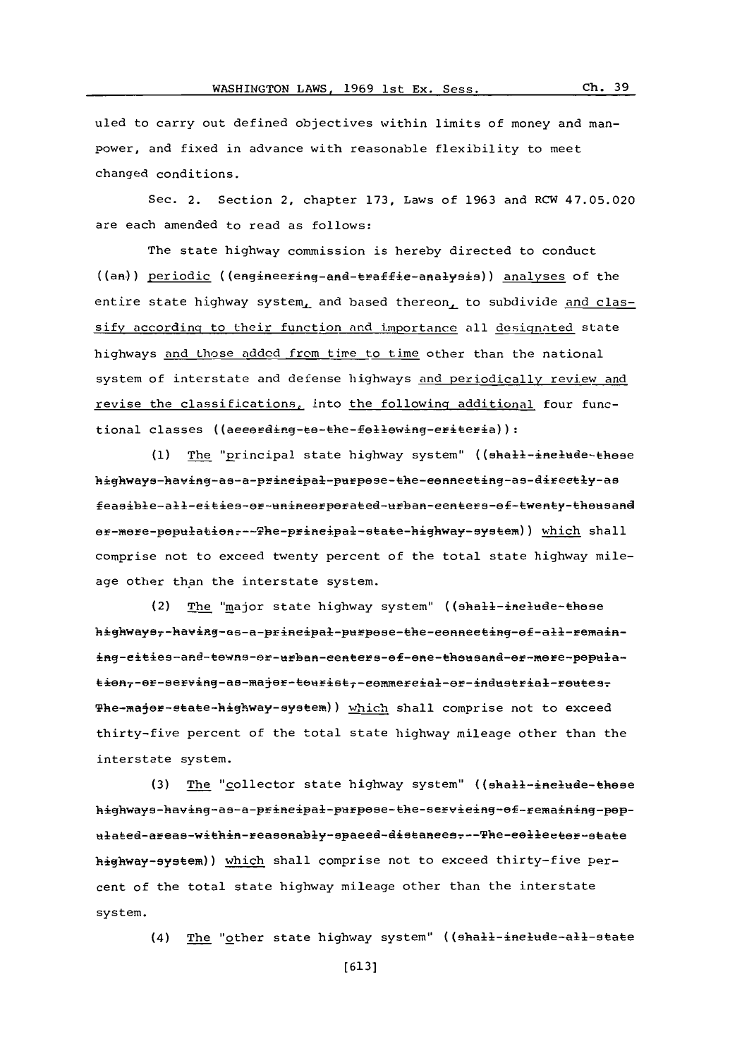uled to carry out defined objectives within limits of money and manpower, and fixed in advance with reasonable flexibility to meet changed conditions.

Sec. 2. Section 2, chapter 173, Laws of 1963 and RCW 47.05.020 are each amended to read as follows:

The state highway commission is hereby directed to conduct ((~~an~~)) periodic ((~~engineering and traffic analysis~~)) analyses of the entire state highway system, and based thereon, to subdivide and classify according to their function and importance all designated state highways and those added from time to time other than the national system of interstate and defense highways and periodically review and revise the classifications, into the following additional four functional classes ((~~according to the following criteria~~)):

(1) The "principal state highway system" ((~~shall include those highways having as a principal purpose the connecting as directly as feasible all cities or unincorporated urban centers of twenty thousand or more population. The principal state highway system~~)) which shall comprise not to exceed twenty percent of the total state highway mileage other than the interstate system.

(2) The "major state highway system" ((~~shall include those highways, having as a principal purpose the connecting of all remaining cities and towns or urban centers of one thousand or more population, or serving as major tourist, commercial or industrial routes. The major state highway system~~)) which shall comprise not to exceed thirty-five percent of the total state highway mileage other than the interstate system.

(3) The "collector state highway system" ((~~shall include those highways having as a principal purpose the servicing of remaining populated areas within reasonably spaced distances. The collector state highway system~~)) which shall comprise not to exceed thirty-five percent of the total state highway mileage other than the interstate system.

(4) The "other state highway system" ((~~shall include all state~~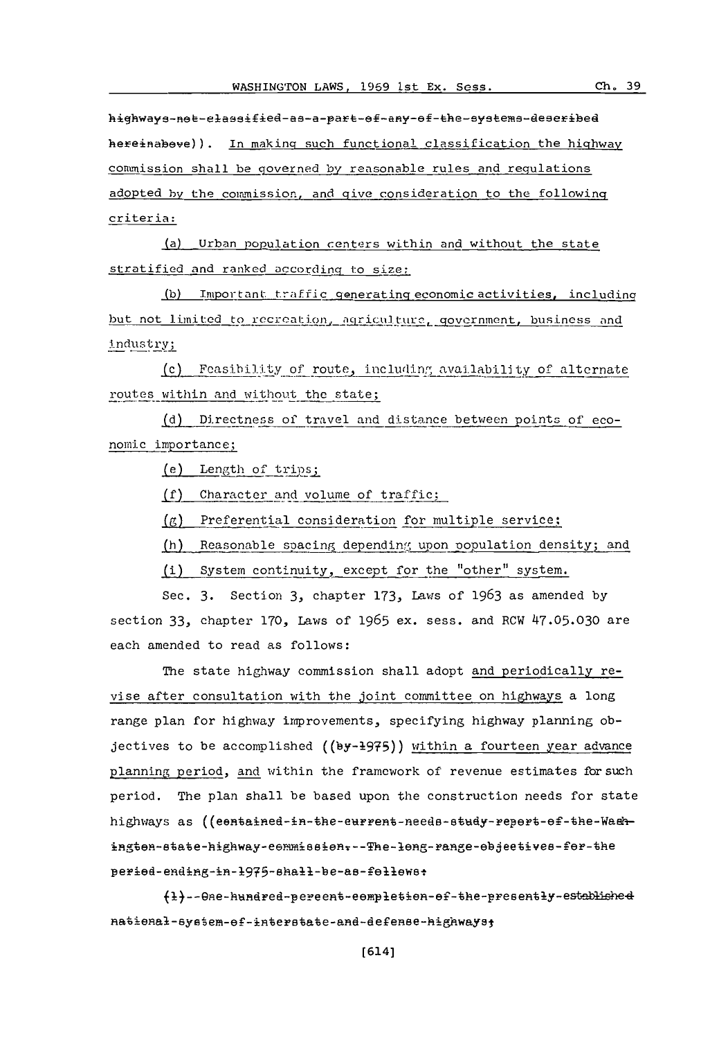highways-not-classified-as-a-part-of-any-of-the-systems-described hereinabove)). In making such functional classification the highway commission shall be governed by reasonable rules and regulations adopted by the commission, and give consideration to the following criteria:

(a) Urban population centers within and without the state stratified and ranked according to size;

(b) Important traffic generating economic activities, including but not limited to recreation, agriculture, government, business and industry;

(c) Feasibility of route, including availability of alternate routes within and without the state;

(d) Directness of travel and distance between points of economic importance;

(e) Length of trips;

(f) Character and volume of traffic;

(g) Preferential consideration for multiple service;

(h) Reasonable spacing depending upon population density; and

(i) System continuity, except for the "other" system.

Sec. 3. Section 3, chapter 173, Laws of 1963 as amended by section 33, chapter 170, Laws of 1965 ex. sess. and RCW 47.05.030 are each amended to read as follows:

The state highway commission shall adopt and periodically revise after consultation with the joint committee on highways a long range plan for highway improvements, specifying highway planning objectives to be accomplished ((by-1975)) within a fourteen year advance planning period, and within the framework of revenue estimates for such period. The plan shall be based upon the construction needs for state highways as ((contained-in-the-current-needs-study-report-of-the-Washington-state-highway-commission.--The-long-range-objectives-for-the period-ending-in-1975-shall-be-as-follows:

(1)--One-hundred-percent-completion-of-the-presently-established national-system-of-interstate-and-defense-highways;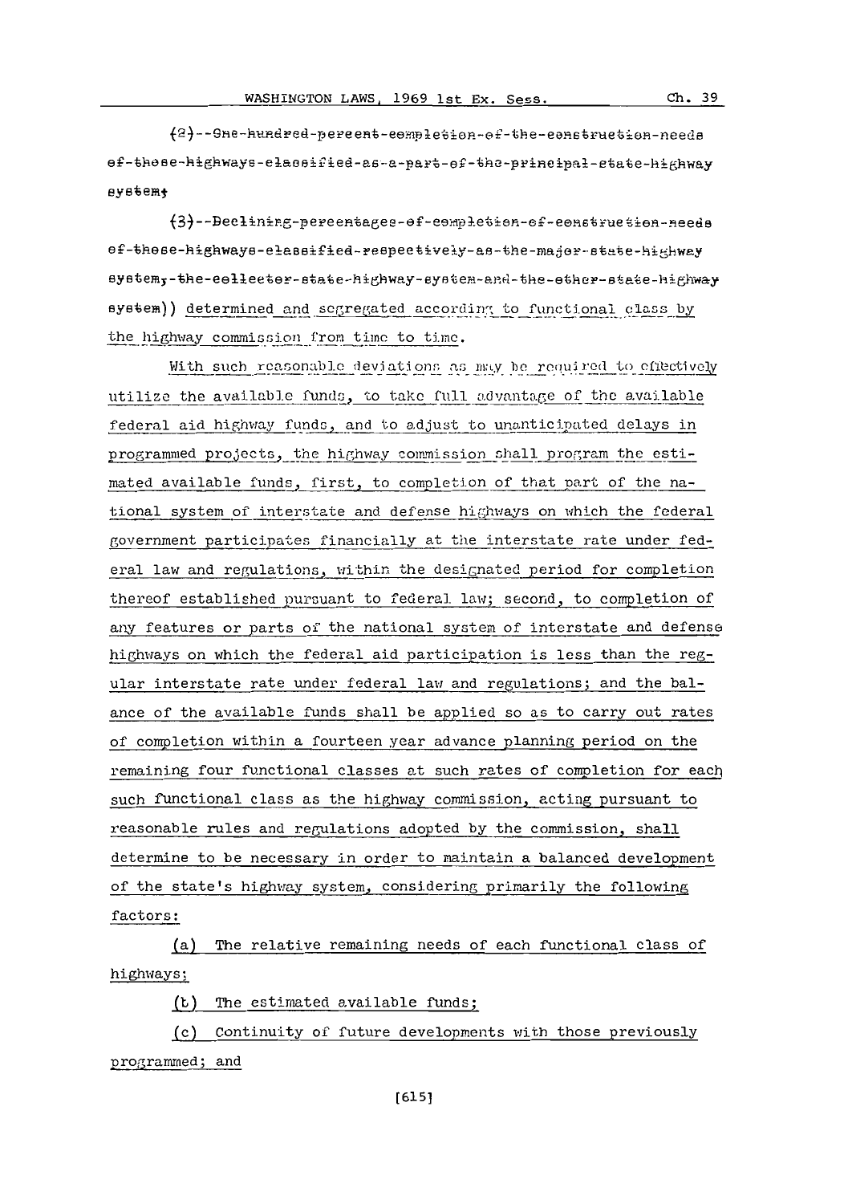(2) One hundred percent completion of the construction needs of those highways classified as a part of the principal state highway system;

(3) Declining percentages of completion of construction needs of those highways classified respectively as the major state highway system, the collector state highway system and the other state highway system)) determined and segregated according to functional class by the highway commission from time to time.

With such reasonable deviations as may be required to effectively utilize the available funds, to take full advantage of the available federal aid highway funds, and to adjust to unanticipated delays in programmed projects, the highway commission shall program the estimated available funds, first, to completion of that part of the national system of interstate and defense highways on which the federal government participates financially at the interstate rate under federal law and regulations, within the designated period for completion thereof established pursuant to federal law; second, to completion of any features or parts of the national system of interstate and defense highways on which the federal aid participation is less than the regular interstate rate under federal law and regulations; and the balance of the available funds shall be applied so as to carry out rates of completion within a fourteen year advance planning period on the remaining four functional classes at such rates of completion for each such functional class as the highway commission, acting pursuant to reasonable rules and regulations adopted by the commission, shall determine to be necessary in order to maintain a balanced development of the state's highway system, considering primarily the following factors:

(a) The relative remaining needs of each functional class of highways;

(b) The estimated available funds;

(c) Continuity of future developments with those previously programmed; and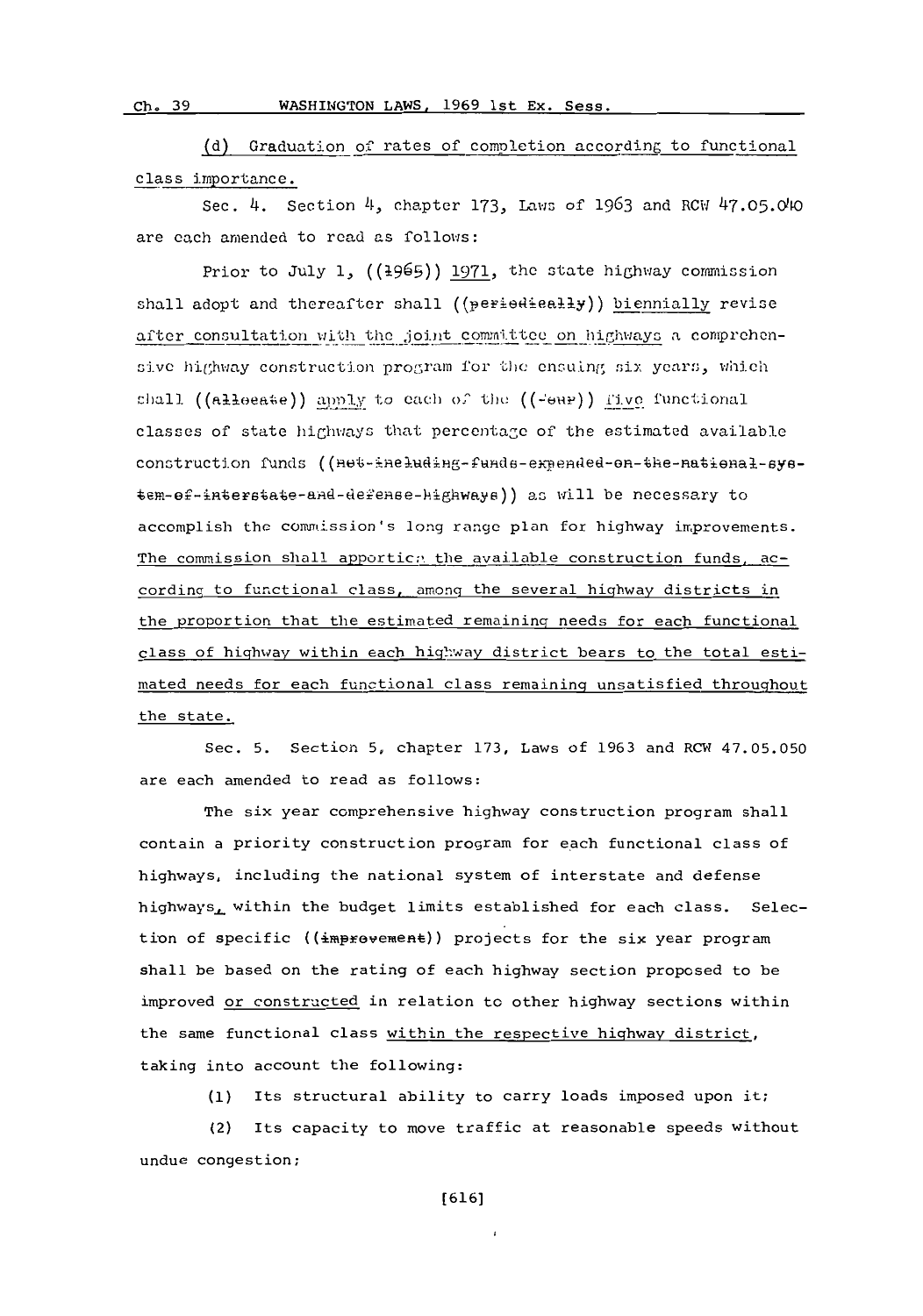(d) Graduation of rates of completion according to functional class importance.

Sec. 4. Section 4, chapter 173, Laws of 1963 and RCW 47.05.040 are each amended to read as follows:

Prior to July 1, ((1965)) 1971, the state highway commission shall adopt and thereafter shall ((periodically)) biennially revise after consultation with the joint committee on highways a comprehensive highway construction program for the ensuing six years, which shall ((allocate)) apply to each of the ((four)) five functional classes of state highways that percentage of the estimated available construction funds ((not-including-funds-expended-on-the-national-system-of-interstate-and-defense-highways)) as will be necessary to accomplish the commission's long range plan for highway improvements. The commission shall apportion the available construction funds, according to functional class, among the several highway districts in the proportion that the estimated remaining needs for each functional class of highway within each highway district bears to the total estimated needs for each functional class remaining unsatisfied throughout the state.

Sec. 5. Section 5, chapter 173, Laws of 1963 and RCW 47.05.050 are each amended to read as follows:

The six year comprehensive highway construction program shall contain a priority construction program for each functional class of highways, including the national system of interstate and defense highways, within the budget limits established for each class. Selection of specific ((improvement)) projects for the six year program shall be based on the rating of each highway section proposed to be improved or constructed in relation to other highway sections within the same functional class within the respective highway district, taking into account the following:

(1) Its structural ability to carry loads imposed upon it;

(2) Its capacity to move traffic at reasonable speeds without undue congestion;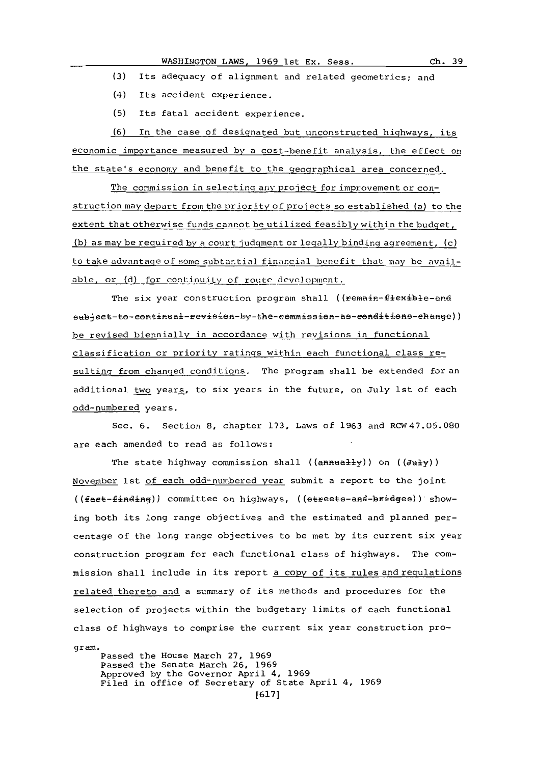(3) Its adequacy of alignment and related geometrics; and

(4) Its accident experience.

(5) Its fatal accident experience.

(6) In the case of designated but unconstructed highways, its economic importance measured by a cost-benefit analysis, the effect on the state's economy and benefit to the geographical area concerned.

The commission in selecting any project for improvement or construction may depart from the priority of projects so established (a) to the extent that otherwise funds cannot be utilized feasibly within the budget, (b) as may be required by a court judgment or legally binding agreement, (c) to take advantage of some subtantial financial benefit that may be available, or (d) for continuity of route development.

The six year construction program shall ((~~remain flexible and subject to continual revision by the commission as conditions change~~)) be revised biennially in accordance with revisions in functional classification or priority ratings within each functional class resulting from changed conditions. The program shall be extended for an additional two years, to six years in the future, on July 1st of each odd-numbered years.

Sec. 6. Section 8, chapter 173, Laws of 1963 and RCW 47.05.080 are each amended to read as follows:

The state highway commission shall ((~~annually~~)) on ((~~July~~)) November 1st of each odd-numbered year submit a report to the joint ((~~fact-finding~~)) committee on highways, ((~~streets and bridges~~)) showing both its long range objectives and the estimated and planned percentage of the long range objectives to be met by its current six year construction program for each functional class of highways. The commission shall include in its report a copy of its rules and regulations related thereto and a summary of its methods and procedures for the selection of projects within the budgetary limits of each functional class of highways to comprise the current six year construction program.

Passed the House March 27, 1969
Passed the Senate March 26, 1969
Approved by the Governor April 4, 1969
Filed in office of Secretary of State April 4, 1969